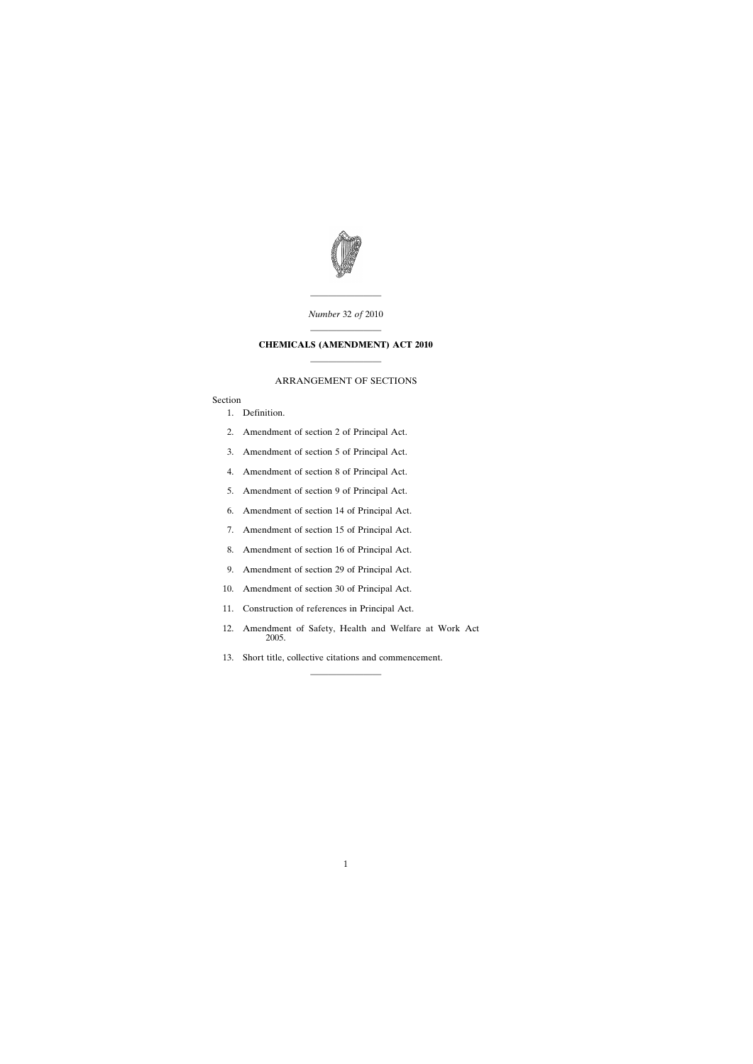*Number* 32 *of* 2010

---

# CHEMICALS (AMENDMENT) ACT 2010

---

## ARRANGEMENT OF SECTIONS

Section

1. Definition.
2. Amendment of section 2 of Principal Act.
3. Amendment of section 5 of Principal Act.
4. Amendment of section 8 of Principal Act.
5. Amendment of section 9 of Principal Act.
6. Amendment of section 14 of Principal Act.
7. Amendment of section 15 of Principal Act.
8. Amendment of section 16 of Principal Act.
9. Amendment of section 29 of Principal Act.
10. Amendment of section 30 of Principal Act.
11. Construction of references in Principal Act.
12. Amendment of Safety, Health and Welfare at Work Act 2005.
13. Short title, collective citations and commencement.

---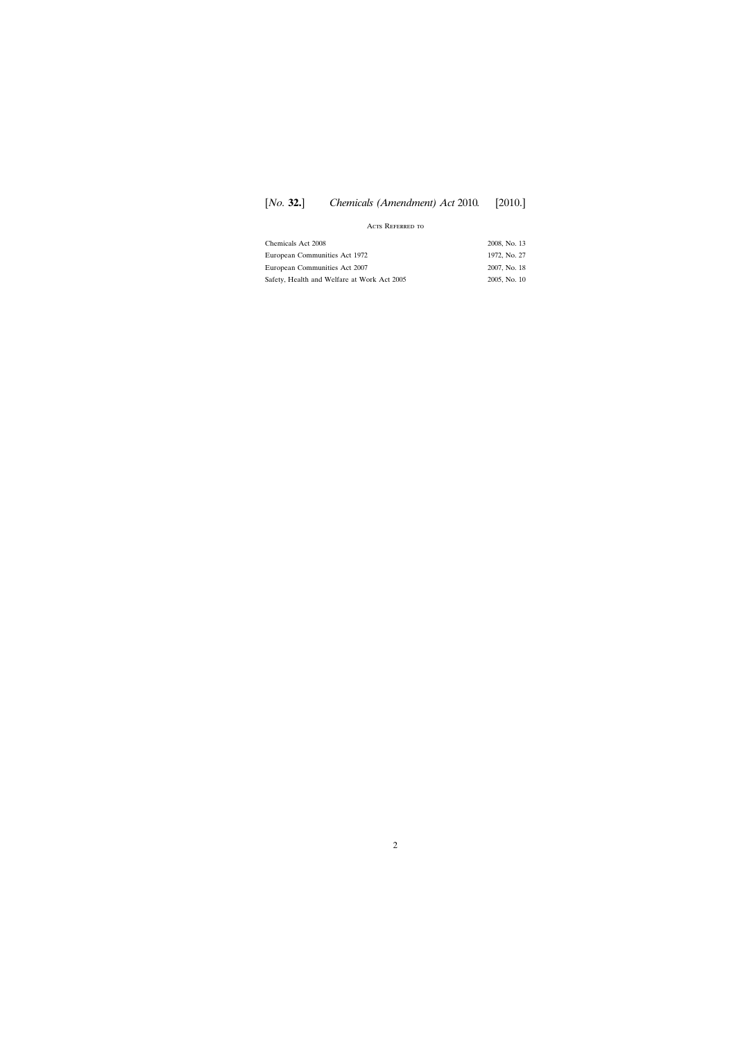## Acts Referred to

| | |
|---|---|
| Chemicals Act 2008 | 2008, No. 13 |
| European Communities Act 1972 | 1972, No. 27 |
| European Communities Act 2007 | 2007, No. 18 |
| Safety, Health and Welfare at Work Act 2005 | 2005, No. 10 |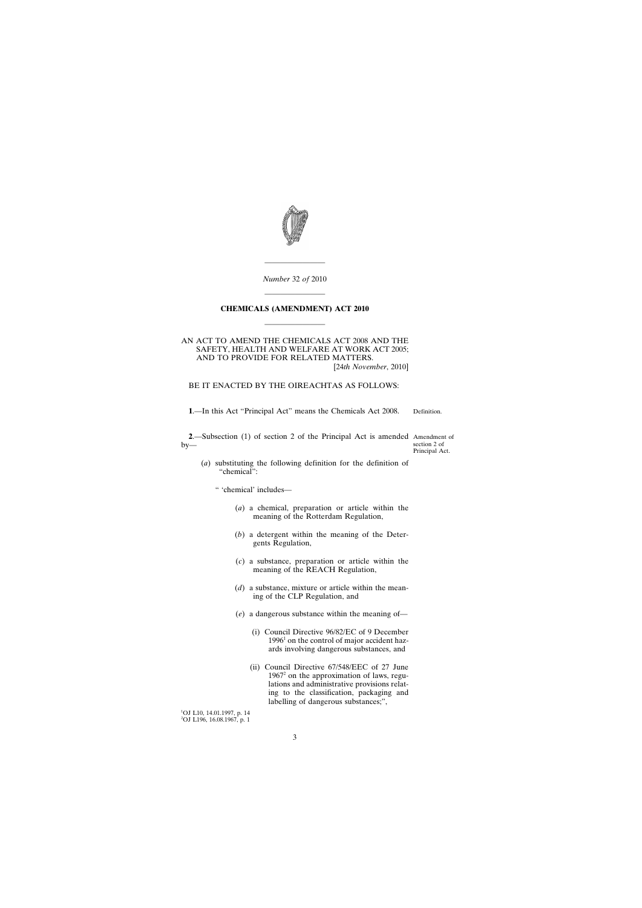*Number* 32 *of* 2010

**CHEMICALS (AMENDMENT) ACT 2010**

AN ACT TO AMEND THE CHEMICALS ACT 2008 AND THE SAFETY, HEALTH AND WELFARE AT WORK ACT 2005; AND TO PROVIDE FOR RELATED MATTERS.

[24*th November*, 2010]

BE IT ENACTED BY THE OIREACHTAS AS FOLLOWS:

Definition.

**1**.—In this Act "Principal Act" means the Chemicals Act 2008.

Amendment of section 2 of Principal Act.

**2**.—Subsection (1) of section 2 of the Principal Act is amended by—

(*a*) substituting the following definition for the definition of "chemical":

" 'chemical' includes—

(*a*) a chemical, preparation or article within the meaning of the Rotterdam Regulation,

(*b*) a detergent within the meaning of the Detergents Regulation,

(*c*) a substance, preparation or article within the meaning of the REACH Regulation,

(*d*) a substance, mixture or article within the meaning of the CLP Regulation, and

(*e*) a dangerous substance within the meaning of—

(i) Council Directive 96/82/EC of 9 December 1996[1] on the control of major accident hazards involving dangerous substances, and

(ii) Council Directive 67/548/EEC of 27 June 1967[2] on the approximation of laws, regulations and administrative provisions relating to the classification, packaging and labelling of dangerous substances;",

[1]OJ L10, 14.01.1997, p. 14

[2]OJ L196, 16.08.1967, p. 1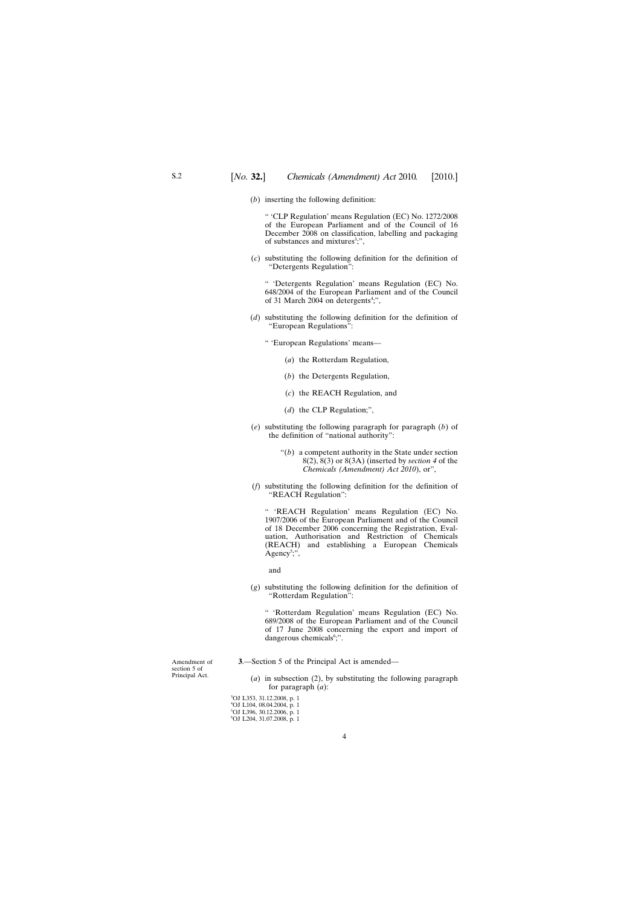(*b*) inserting the following definition:

" 'CLP Regulation' means Regulation (EC) No. 1272/2008 of the European Parliament and of the Council of 16 December 2008 on classification, labelling and packaging of substances and mixtures[3];",

(*c*) substituting the following definition for the definition of "Detergents Regulation":

" 'Detergents Regulation' means Regulation (EC) No. 648/2004 of the European Parliament and of the Council of 31 March 2004 on detergents[4];",

(*d*) substituting the following definition for the definition of "European Regulations":

" 'European Regulations' means—

(*a*) the Rotterdam Regulation,

(*b*) the Detergents Regulation,

(*c*) the REACH Regulation, and

(*d*) the CLP Regulation;",

(*e*) substituting the following paragraph for paragraph (*b*) of the definition of "national authority":

"(*b*) a competent authority in the State under section 8(2), 8(3) or 8(3A) (inserted by *section 4* of the *Chemicals (Amendment) Act 2010*), or",

(*f*) substituting the following definition for the definition of "REACH Regulation":

" 'REACH Regulation' means Regulation (EC) No. 1907/2006 of the European Parliament and of the Council of 18 December 2006 concerning the Registration, Evaluation, Authorisation and Restriction of Chemicals (REACH) and establishing a European Chemicals Agency[5];",

and

(*g*) substituting the following definition for the definition of "Rotterdam Regulation":

" 'Rotterdam Regulation' means Regulation (EC) No. 689/2008 of the European Parliament and of the Council of 17 June 2008 concerning the export and import of dangerous chemicals[6];".

Amendment of section 5 of Principal Act.

**3**.—Section 5 of the Principal Act is amended—

(*a*) in subsection (2), by substituting the following paragraph for paragraph (*a*):

[3]OJ L353, 31.12.2008, p. 1
[4]OJ L104, 08.04.2004, p. 1
[5]OJ L396, 30.12.2006, p. 1
[6]OJ L204, 31.07.2008, p. 1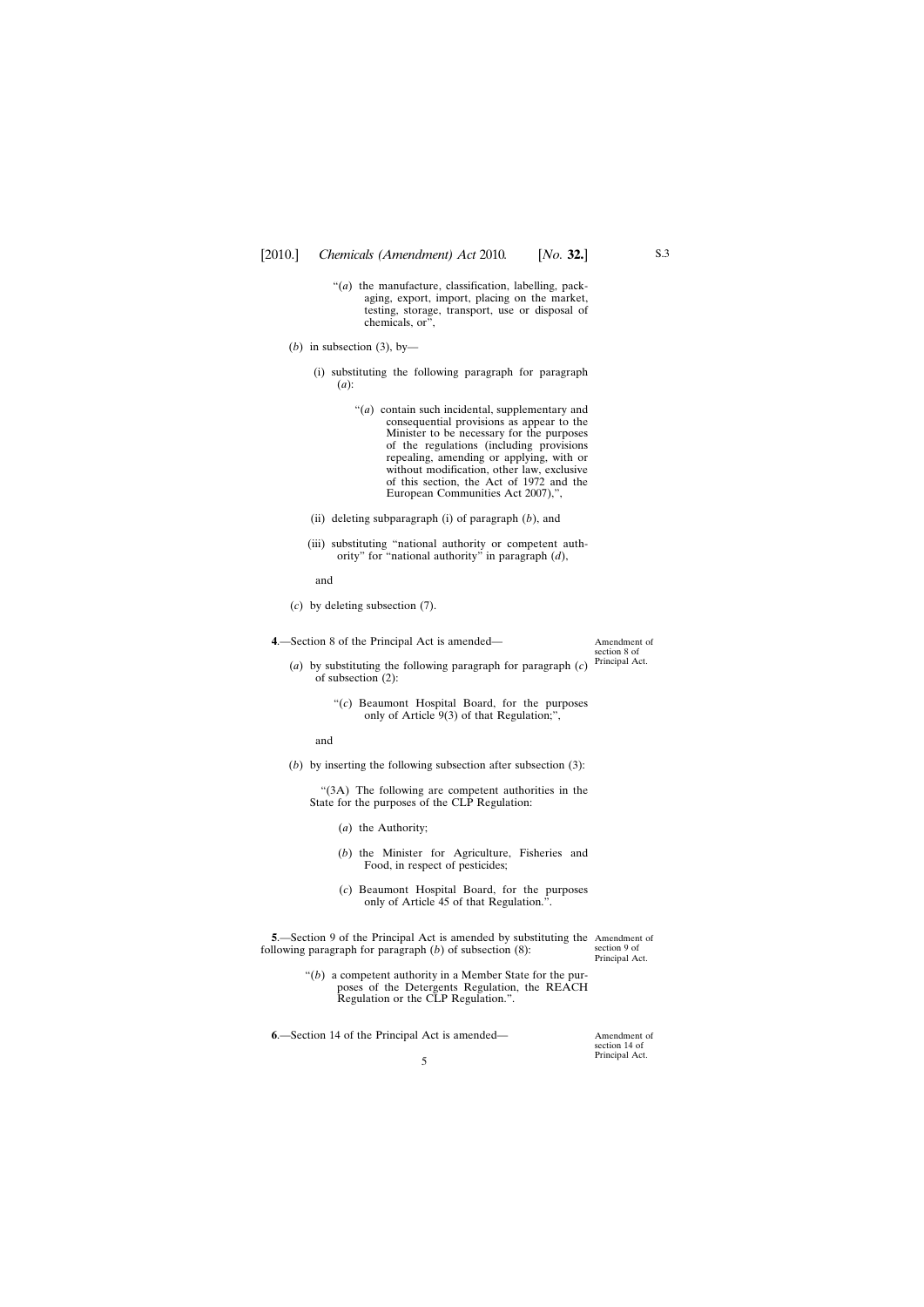"(*a*) the manufacture, classification, labelling, packaging, export, import, placing on the market, testing, storage, transport, use or disposal of chemicals, or",

(*b*) in subsection (3), by—

(i) substituting the following paragraph for paragraph (*a*):

"(*a*) contain such incidental, supplementary and consequential provisions as appear to the Minister to be necessary for the purposes of the regulations (including provisions repealing, amending or applying, with or without modification, other law, exclusive of this section, the Act of 1972 and the European Communities Act 2007),",

(ii) deleting subparagraph (i) of paragraph (*b*), and

(iii) substituting "national authority or competent authority" for "national authority" in paragraph (*d*),

and

(*c*) by deleting subsection (7).

**4**.—Section 8 of the Principal Act is amended—

Amendment of section 8 of Principal Act.

(*a*) by substituting the following paragraph for paragraph (*c*) of subsection (2):

"(*c*) Beaumont Hospital Board, for the purposes only of Article 9(3) of that Regulation;",

and

(*b*) by inserting the following subsection after subsection (3):

"(3A) The following are competent authorities in the State for the purposes of the CLP Regulation:

(*a*) the Authority;

(*b*) the Minister for Agriculture, Fisheries and Food, in respect of pesticides;

(*c*) Beaumont Hospital Board, for the purposes only of Article 45 of that Regulation.".

**5**.—Section 9 of the Principal Act is amended by substituting the following paragraph for paragraph (*b*) of subsection (8):

Amendment of section 9 of Principal Act.

"(*b*) a competent authority in a Member State for the purposes of the Detergents Regulation, the REACH Regulation or the CLP Regulation.".

**6**.—Section 14 of the Principal Act is amended—

Amendment of section 14 of Principal Act.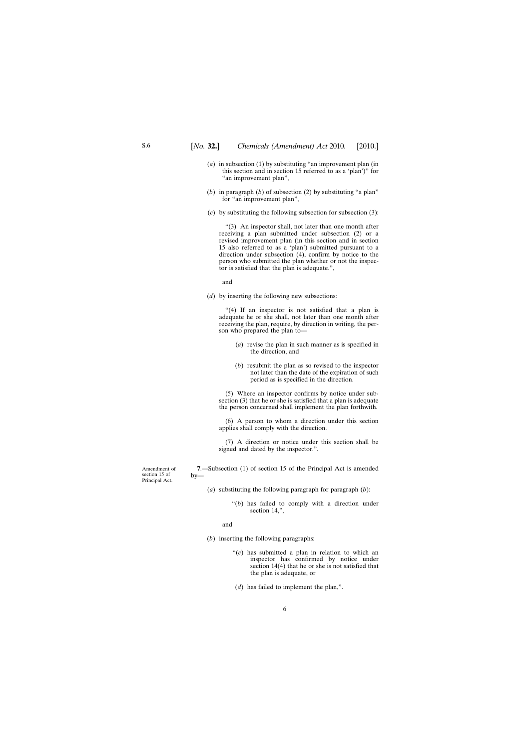(*a*) in subsection (1) by substituting "an improvement plan (in this section and in section 15 referred to as a 'plan')" for "an improvement plan",

(*b*) in paragraph (*b*) of subsection (2) by substituting "a plan" for "an improvement plan",

(*c*) by substituting the following subsection for subsection (3):

"(3) An inspector shall, not later than one month after receiving a plan submitted under subsection (2) or a revised improvement plan (in this section and in section 15 also referred to as a 'plan') submitted pursuant to a direction under subsection (4), confirm by notice to the person who submitted the plan whether or not the inspector is satisfied that the plan is adequate.",

and

(*d*) by inserting the following new subsections:

"(4) If an inspector is not satisfied that a plan is adequate he or she shall, not later than one month after receiving the plan, require, by direction in writing, the person who prepared the plan to—

(*a*) revise the plan in such manner as is specified in the direction, and

(*b*) resubmit the plan as so revised to the inspector not later than the date of the expiration of such period as is specified in the direction.

(5) Where an inspector confirms by notice under subsection (3) that he or she is satisfied that a plan is adequate the person concerned shall implement the plan forthwith.

(6) A person to whom a direction under this section applies shall comply with the direction.

(7) A direction or notice under this section shall be signed and dated by the inspector.".

Amendment of section 15 of Principal Act.

**7**.—Subsection (1) of section 15 of the Principal Act is amended by—

(*a*) substituting the following paragraph for paragraph (*b*):

"(*b*) has failed to comply with a direction under section 14,",

and

(*b*) inserting the following paragraphs:

"(*c*) has submitted a plan in relation to which an inspector has confirmed by notice under section 14(4) that he or she is not satisfied that the plan is adequate, or

(*d*) has failed to implement the plan,".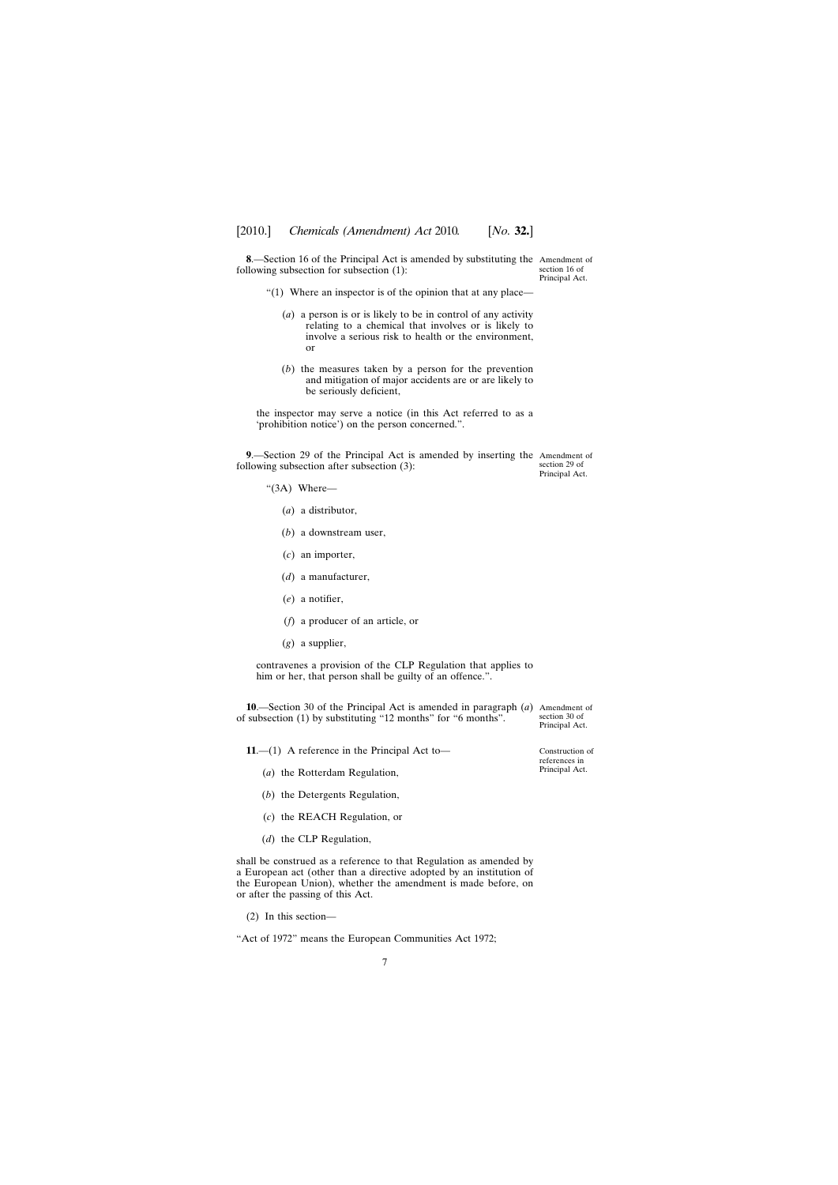**8**.—Section 16 of the Principal Act is amended by substituting the following subsection for subsection (1):

Amendment of section 16 of Principal Act.

"(1) Where an inspector is of the opinion that at any place—

(*a*) a person is or is likely to be in control of any activity relating to a chemical that involves or is likely to involve a serious risk to health or the environment, or

(*b*) the measures taken by a person for the prevention and mitigation of major accidents are or are likely to be seriously deficient,

the inspector may serve a notice (in this Act referred to as a 'prohibition notice') on the person concerned.".

**9**.—Section 29 of the Principal Act is amended by inserting the following subsection after subsection (3):

Amendment of section 29 of Principal Act.

"(3A) Where—

(*a*) a distributor,

(*b*) a downstream user,

(*c*) an importer,

(*d*) a manufacturer,

(*e*) a notifier,

(*f*) a producer of an article, or

(*g*) a supplier,

contravenes a provision of the CLP Regulation that applies to him or her, that person shall be guilty of an offence.".

**10**.—Section 30 of the Principal Act is amended in paragraph (*a*) of subsection (1) by substituting "12 months" for "6 months".

Amendment of section 30 of Principal Act.

**11**.—(1) A reference in the Principal Act to—

Construction of references in Principal Act.

(*a*) the Rotterdam Regulation,

(*b*) the Detergents Regulation,

(*c*) the REACH Regulation, or

(*d*) the CLP Regulation,

shall be construed as a reference to that Regulation as amended by a European act (other than a directive adopted by an institution of the European Union), whether the amendment is made before, on or after the passing of this Act.

(2) In this section—

"Act of 1972" means the European Communities Act 1972;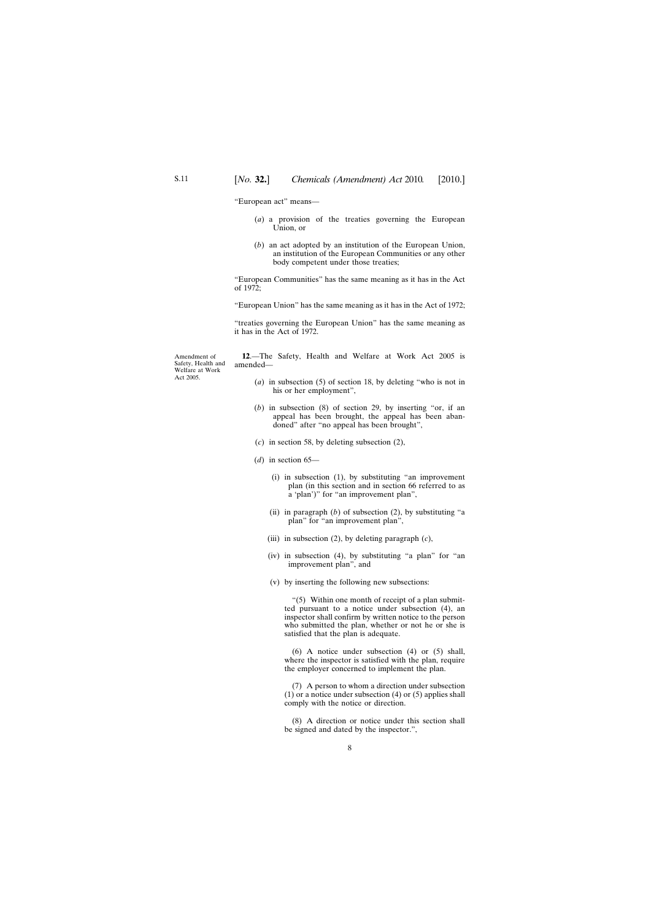"European act" means—

(*a*) a provision of the treaties governing the European Union, or

(*b*) an act adopted by an institution of the European Union, an institution of the European Communities or any other body competent under those treaties;

"European Communities" has the same meaning as it has in the Act of 1972;

"European Union" has the same meaning as it has in the Act of 1972;

"treaties governing the European Union" has the same meaning as it has in the Act of 1972.

Amendment of Safety, Health and Welfare at Work Act 2005.

**12**.—The Safety, Health and Welfare at Work Act 2005 is amended—

(*a*) in subsection (5) of section 18, by deleting "who is not in his or her employment",

(*b*) in subsection (8) of section 29, by inserting "or, if an appeal has been brought, the appeal has been abandoned" after "no appeal has been brought",

(*c*) in section 58, by deleting subsection (2),

(*d*) in section 65—

(i) in subsection (1), by substituting "an improvement plan (in this section and in section 66 referred to as a 'plan')" for "an improvement plan",

(ii) in paragraph (*b*) of subsection (2), by substituting "a plan" for "an improvement plan",

(iii) in subsection (2), by deleting paragraph (*c*),

(iv) in subsection (4), by substituting "a plan" for "an improvement plan", and

(v) by inserting the following new subsections:

"(5) Within one month of receipt of a plan submitted pursuant to a notice under subsection (4), an inspector shall confirm by written notice to the person who submitted the plan, whether or not he or she is satisfied that the plan is adequate.

(6) A notice under subsection (4) or (5) shall, where the inspector is satisfied with the plan, require the employer concerned to implement the plan.

(7) A person to whom a direction under subsection (1) or a notice under subsection (4) or (5) applies shall comply with the notice or direction.

(8) A direction or notice under this section shall be signed and dated by the inspector.",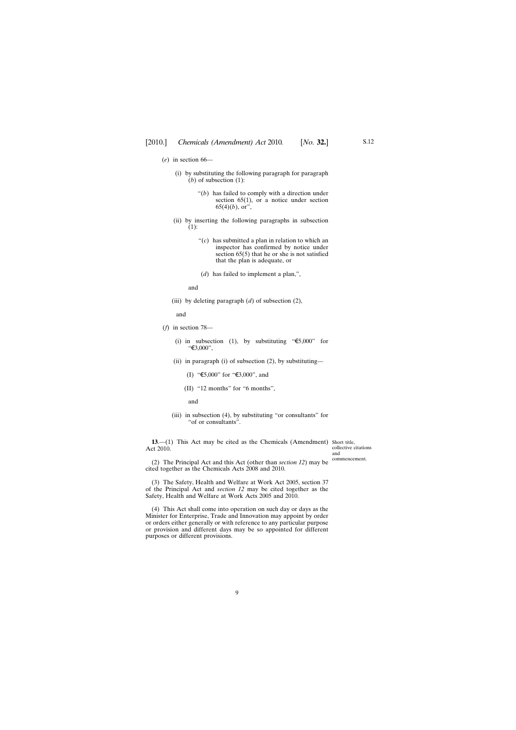(*e*) in section 66—

(i) by substituting the following paragraph for paragraph (*b*) of subsection (1):

"(*b*) has failed to comply with a direction under section 65(1), or a notice under section 65(4)(*b*), or",

(ii) by inserting the following paragraphs in subsection (1):

"(*c*) has submitted a plan in relation to which an inspector has confirmed by notice under section 65(5) that he or she is not satisfied that the plan is adequate, or

(*d*) has failed to implement a plan,",

and

(iii) by deleting paragraph (*d*) of subsection (2),

and

(*f*) in section 78—

(i) in subsection (1), by substituting "€5,000" for "€3,000",

(ii) in paragraph (i) of subsection (2), by substituting—

(I) "€5,000" for "€3,000", and

(II) "12 months" for "6 months",

and

(iii) in subsection (4), by substituting "or consultants" for "of or consultants".

Short title, collective citations and commencement.

**13**.—(1) This Act may be cited as the Chemicals (Amendment) Act 2010.

(2) The Principal Act and this Act (other than *section 12*) may be cited together as the Chemicals Acts 2008 and 2010.

(3) The Safety, Health and Welfare at Work Act 2005, section 37 of the Principal Act and *section 12* may be cited together as the Safety, Health and Welfare at Work Acts 2005 and 2010.

(4) This Act shall come into operation on such day or days as the Minister for Enterprise, Trade and Innovation may appoint by order or orders either generally or with reference to any particular purpose or provision and different days may be so appointed for different purposes or different provisions.